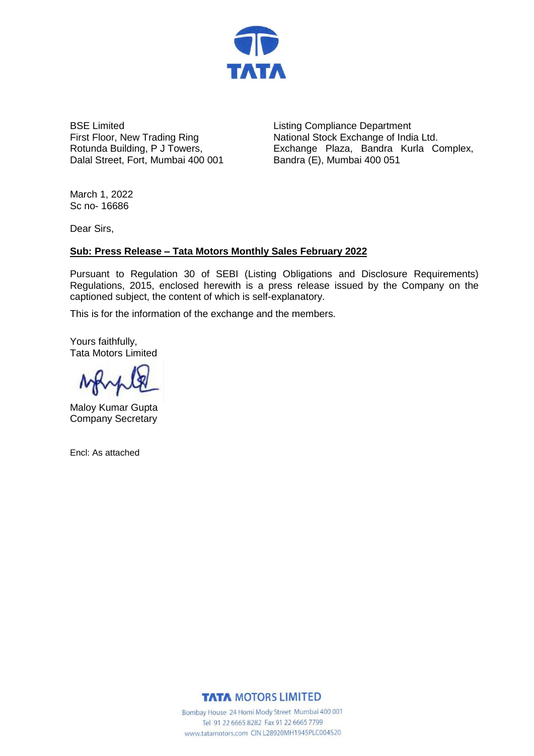BSE Limited
First Floor, New Trading Ring
Rotunda Building, P J Towers,
Dalal Street, Fort, Mumbai 400 001

Listing Compliance Department
National Stock Exchange of India Ltd.
Exchange Plaza, Bandra Kurla Complex,
Bandra (E), Mumbai 400 051

March 1, 2022
Sc no- 16686

Dear Sirs,

**Sub: Press Release – Tata Motors Monthly Sales February 2022**

Pursuant to Regulation 30 of SEBI (Listing Obligations and Disclosure Requirements) Regulations, 2015, enclosed herewith is a press release issued by the Company on the captioned subject, the content of which is self-explanatory.

This is for the information of the exchange and the members.

Yours faithfully,
Tata Motors Limited

Maloy Kumar Gupta
Company Secretary

Encl: As attached

**TATA MOTORS LIMITED**
Bombay House 24 Homi Mody Street Mumbai 400 001
Tel 91 22 6665 8282 Fax 91 22 6665 7799
www.tatamotors.com CIN L28920MH1945PLC004520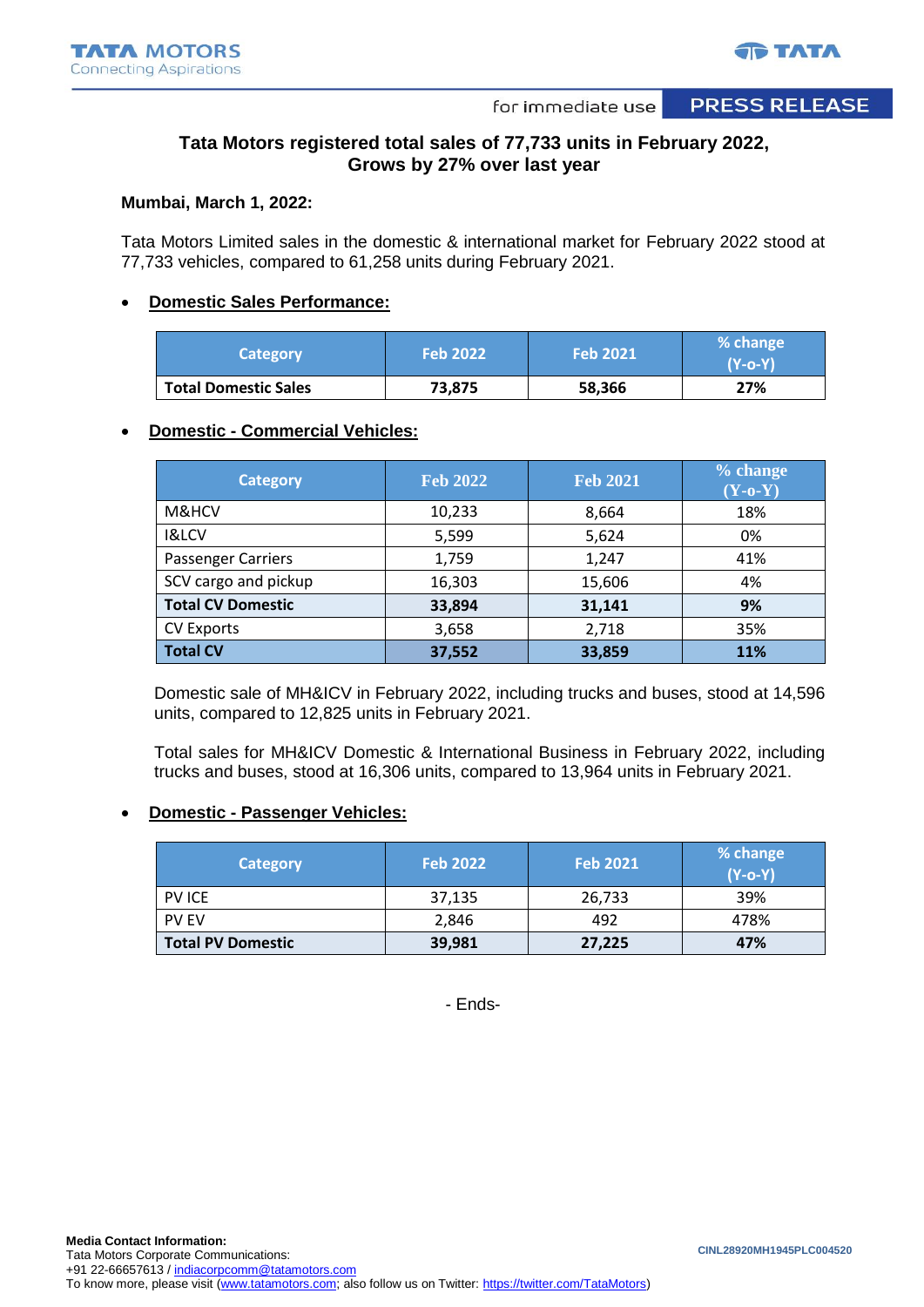for immediate use **PRESS RELEASE**

## Tata Motors registered total sales of 77,733 units in February 2022, Grows by 27% over last year

**Mumbai, March 1, 2022:**

Tata Motors Limited sales in the domestic & international market for February 2022 stood at 77,733 vehicles, compared to 61,258 units during February 2021.

- **Domestic Sales Performance:**

| Category | Feb 2022 | Feb 2021 | % change (Y-o-Y) |
|---|---|---|---|
| **Total Domestic Sales** | **73,875** | **58,366** | **27%** |

- **Domestic - Commercial Vehicles:**

| Category | Feb 2022 | Feb 2021 | % change (Y-o-Y) |
|---|---|---|---|
| M&HCV | 10,233 | 8,664 | 18% |
| I&LCV | 5,599 | 5,624 | 0% |
| Passenger Carriers | 1,759 | 1,247 | 41% |
| SCV cargo and pickup | 16,303 | 15,606 | 4% |
| **Total CV Domestic** | **33,894** | **31,141** | **9%** |
| CV Exports | 3,658 | 2,718 | 35% |
| **Total CV** | **37,552** | **33,859** | **11%** |

Domestic sale of MH&ICV in February 2022, including trucks and buses, stood at 14,596 units, compared to 12,825 units in February 2021.

Total sales for MH&ICV Domestic & International Business in February 2022, including trucks and buses, stood at 16,306 units, compared to 13,964 units in February 2021.

- **Domestic - Passenger Vehicles:**

| Category | Feb 2022 | Feb 2021 | % change (Y-o-Y) |
|---|---|---|---|
| PV ICE | 37,135 | 26,733 | 39% |
| PV EV | 2,846 | 492 | 478% |
| **Total PV Domestic** | **39,981** | **27,225** | **47%** |

\- Ends-

**Media Contact Information:**
Tata Motors Corporate Communications:
+91 22-66657613 / indiacorpcomm@tatamotors.com
To know more, please visit (www.tatamotors.com; also follow us on Twitter: https://twitter.com/TataMotors)

CINL28920MH1945PLC004520